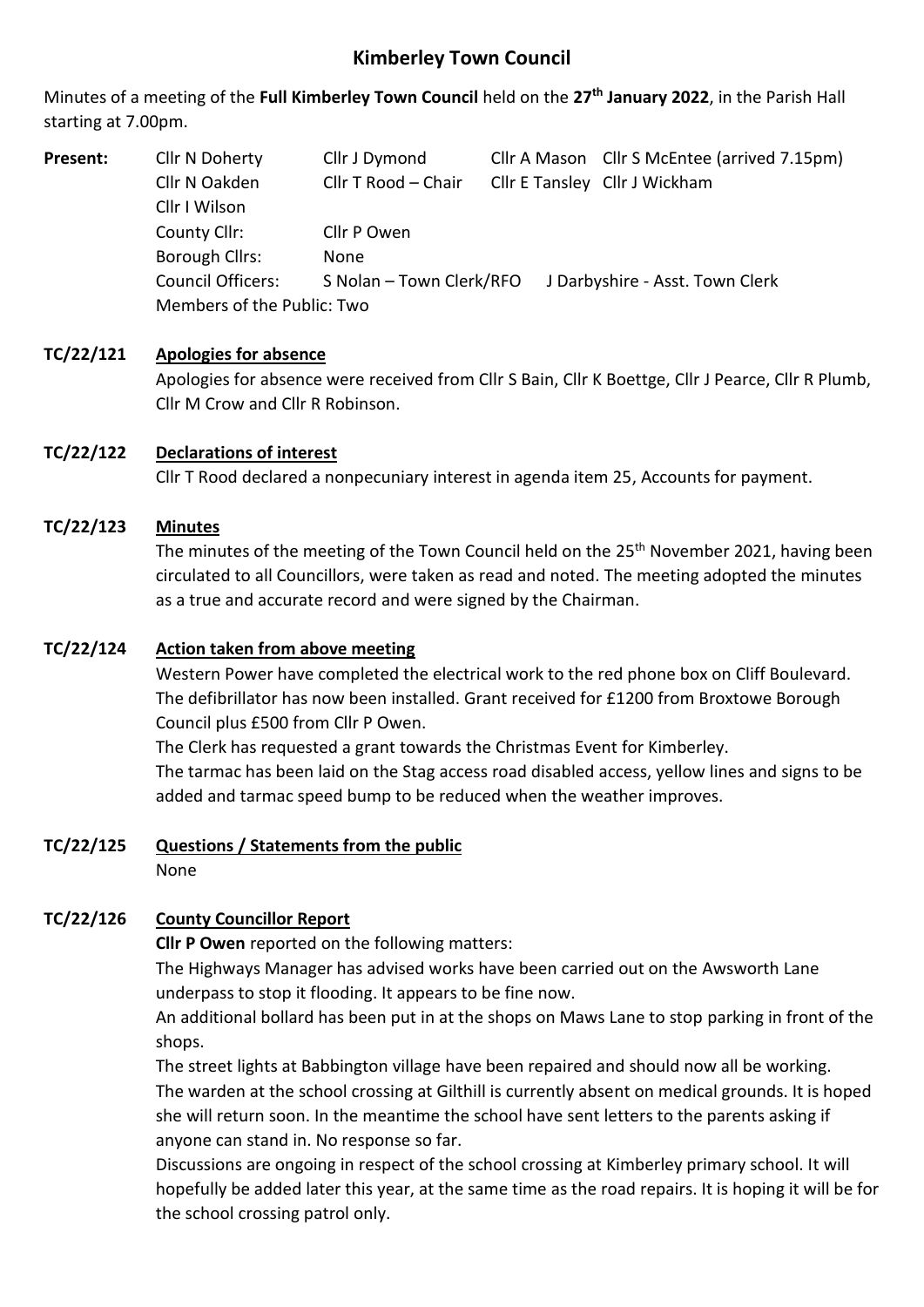# Kimberley Town Council

Minutes of a meeting of the **Full Kimberley Town Council** held on the **27th January 2022**, in the Parish Hall starting at 7.00pm.

**Present:**

| | | | |
|---|---|---|---|
| Cllr N Doherty | Cllr J Dymond | Cllr A Mason | Cllr S McEntee (arrived 7.15pm) |
| Cllr N Oakden | Cllr T Rood – Chair | Cllr E Tansley | Cllr J Wickham |
| Cllr I Wilson | | | |
| County Cllr: | Cllr P Owen | | |
| Borough Cllrs: | None | | |
| Council Officers: | S Nolan – Town Clerk/RFO | J Darbyshire - Asst. Town Clerk | |
| Members of the Public: Two | | | |

**TC/22/121 Apologies for absence**

Apologies for absence were received from Cllr S Bain, Cllr K Boettge, Cllr J Pearce, Cllr R Plumb, Cllr M Crow and Cllr R Robinson.

**TC/22/122 Declarations of interest**

Cllr T Rood declared a nonpecuniary interest in agenda item 25, Accounts for payment.

**TC/22/123 Minutes**

The minutes of the meeting of the Town Council held on the 25th November 2021, having been circulated to all Councillors, were taken as read and noted. The meeting adopted the minutes as a true and accurate record and were signed by the Chairman.

**TC/22/124 Action taken from above meeting**

Western Power have completed the electrical work to the red phone box on Cliff Boulevard. The defibrillator has now been installed. Grant received for £1200 from Broxtowe Borough Council plus £500 from Cllr P Owen.

The Clerk has requested a grant towards the Christmas Event for Kimberley.

The tarmac has been laid on the Stag access road disabled access, yellow lines and signs to be added and tarmac speed bump to be reduced when the weather improves.

**TC/22/125 Questions / Statements from the public**

None

**TC/22/126 County Councillor Report**

**Cllr P Owen** reported on the following matters:

The Highways Manager has advised works have been carried out on the Awsworth Lane underpass to stop it flooding. It appears to be fine now.

An additional bollard has been put in at the shops on Maws Lane to stop parking in front of the shops.

The street lights at Babbington village have been repaired and should now all be working.

The warden at the school crossing at Gilthill is currently absent on medical grounds. It is hoped she will return soon. In the meantime the school have sent letters to the parents asking if anyone can stand in. No response so far.

Discussions are ongoing in respect of the school crossing at Kimberley primary school. It will hopefully be added later this year, at the same time as the road repairs. It is hoping it will be for the school crossing patrol only.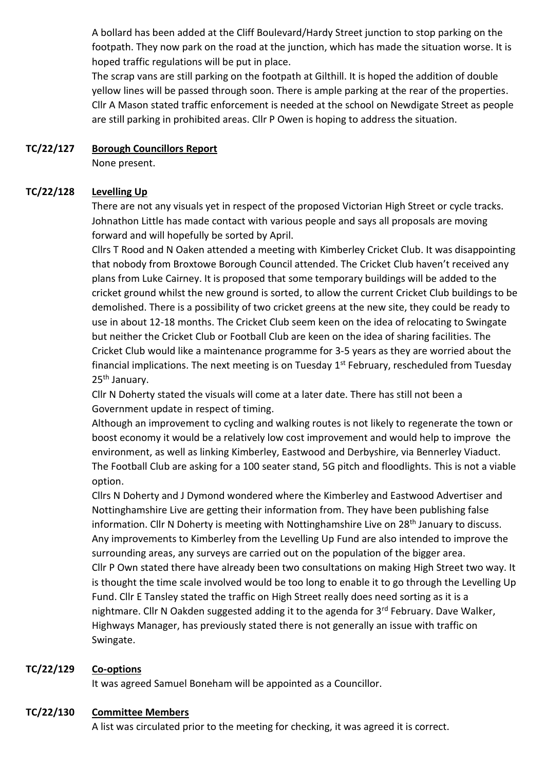A bollard has been added at the Cliff Boulevard/Hardy Street junction to stop parking on the footpath. They now park on the road at the junction, which has made the situation worse. It is hoped traffic regulations will be put in place.

The scrap vans are still parking on the footpath at Gilthill. It is hoped the addition of double yellow lines will be passed through soon. There is ample parking at the rear of the properties.

Cllr A Mason stated traffic enforcement is needed at the school on Newdigate Street as people are still parking in prohibited areas. Cllr P Owen is hoping to address the situation.

**TC/22/127** **Borough Councillors Report**

None present.

**TC/22/128** **Levelling Up**

There are not any visuals yet in respect of the proposed Victorian High Street or cycle tracks. Johnathon Little has made contact with various people and says all proposals are moving forward and will hopefully be sorted by April.

Cllrs T Rood and N Oaken attended a meeting with Kimberley Cricket Club. It was disappointing that nobody from Broxtowe Borough Council attended. The Cricket Club haven't received any plans from Luke Cairney. It is proposed that some temporary buildings will be added to the cricket ground whilst the new ground is sorted, to allow the current Cricket Club buildings to be demolished. There is a possibility of two cricket greens at the new site, they could be ready to use in about 12-18 months. The Cricket Club seem keen on the idea of relocating to Swingate but neither the Cricket Club or Football Club are keen on the idea of sharing facilities. The Cricket Club would like a maintenance programme for 3-5 years as they are worried about the financial implications. The next meeting is on Tuesday 1st February, rescheduled from Tuesday 25th January.

Cllr N Doherty stated the visuals will come at a later date. There has still not been a Government update in respect of timing.

Although an improvement to cycling and walking routes is not likely to regenerate the town or boost economy it would be a relatively low cost improvement and would help to improve the environment, as well as linking Kimberley, Eastwood and Derbyshire, via Bennerley Viaduct.

The Football Club are asking for a 100 seater stand, 5G pitch and floodlights. This is not a viable option.

Cllrs N Doherty and J Dymond wondered where the Kimberley and Eastwood Advertiser and Nottinghamshire Live are getting their information from. They have been publishing false information. Cllr N Doherty is meeting with Nottinghamshire Live on 28th January to discuss.

Any improvements to Kimberley from the Levelling Up Fund are also intended to improve the surrounding areas, any surveys are carried out on the population of the bigger area.

Cllr P Own stated there have already been two consultations on making High Street two way. It is thought the time scale involved would be too long to enable it to go through the Levelling Up Fund. Cllr E Tansley stated the traffic on High Street really does need sorting as it is a nightmare. Cllr N Oakden suggested adding it to the agenda for 3rd February. Dave Walker, Highways Manager, has previously stated there is not generally an issue with traffic on Swingate.

**TC/22/129** **Co-options**

It was agreed Samuel Boneham will be appointed as a Councillor.

**TC/22/130** **Committee Members**

A list was circulated prior to the meeting for checking, it was agreed it is correct.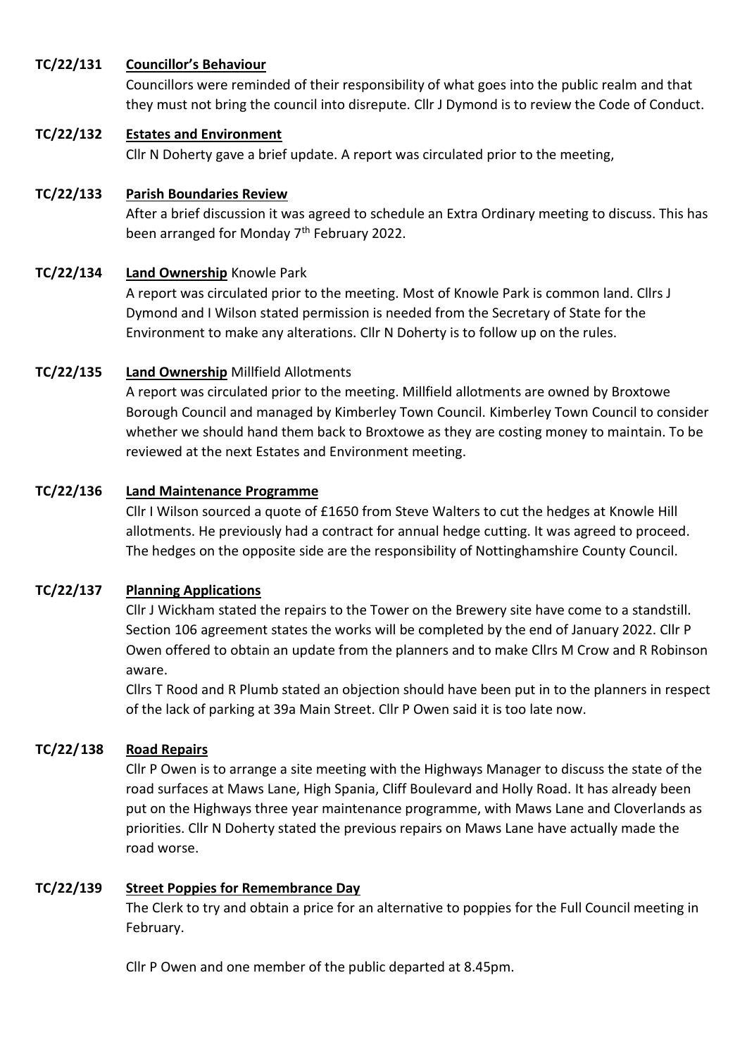**TC/22/131 Councillor's Behaviour**

Councillors were reminded of their responsibility of what goes into the public realm and that they must not bring the council into disrepute. Cllr J Dymond is to review the Code of Conduct.

**TC/22/132 Estates and Environment**

Cllr N Doherty gave a brief update. A report was circulated prior to the meeting,

**TC/22/133 Parish Boundaries Review**

After a brief discussion it was agreed to schedule an Extra Ordinary meeting to discuss. This has been arranged for Monday 7th February 2022.

**TC/22/134 Land Ownership Knowle Park**

A report was circulated prior to the meeting. Most of Knowle Park is common land. Cllrs J Dymond and I Wilson stated permission is needed from the Secretary of State for the Environment to make any alterations. Cllr N Doherty is to follow up on the rules.

**TC/22/135 Land Ownership Millfield Allotments**

A report was circulated prior to the meeting. Millfield allotments are owned by Broxtowe Borough Council and managed by Kimberley Town Council. Kimberley Town Council to consider whether we should hand them back to Broxtowe as they are costing money to maintain. To be reviewed at the next Estates and Environment meeting.

**TC/22/136 Land Maintenance Programme**

Cllr I Wilson sourced a quote of £1650 from Steve Walters to cut the hedges at Knowle Hill allotments. He previously had a contract for annual hedge cutting. It was agreed to proceed. The hedges on the opposite side are the responsibility of Nottinghamshire County Council.

**TC/22/137 Planning Applications**

Cllr J Wickham stated the repairs to the Tower on the Brewery site have come to a standstill. Section 106 agreement states the works will be completed by the end of January 2022. Cllr P Owen offered to obtain an update from the planners and to make Cllrs M Crow and R Robinson aware.

Cllrs T Rood and R Plumb stated an objection should have been put in to the planners in respect of the lack of parking at 39a Main Street. Cllr P Owen said it is too late now.

**TC/22/138 Road Repairs**

Cllr P Owen is to arrange a site meeting with the Highways Manager to discuss the state of the road surfaces at Maws Lane, High Spania, Cliff Boulevard and Holly Road. It has already been put on the Highways three year maintenance programme, with Maws Lane and Cloverlands as priorities. Cllr N Doherty stated the previous repairs on Maws Lane have actually made the road worse.

**TC/22/139 Street Poppies for Remembrance Day**

The Clerk to try and obtain a price for an alternative to poppies for the Full Council meeting in February.

Cllr P Owen and one member of the public departed at 8.45pm.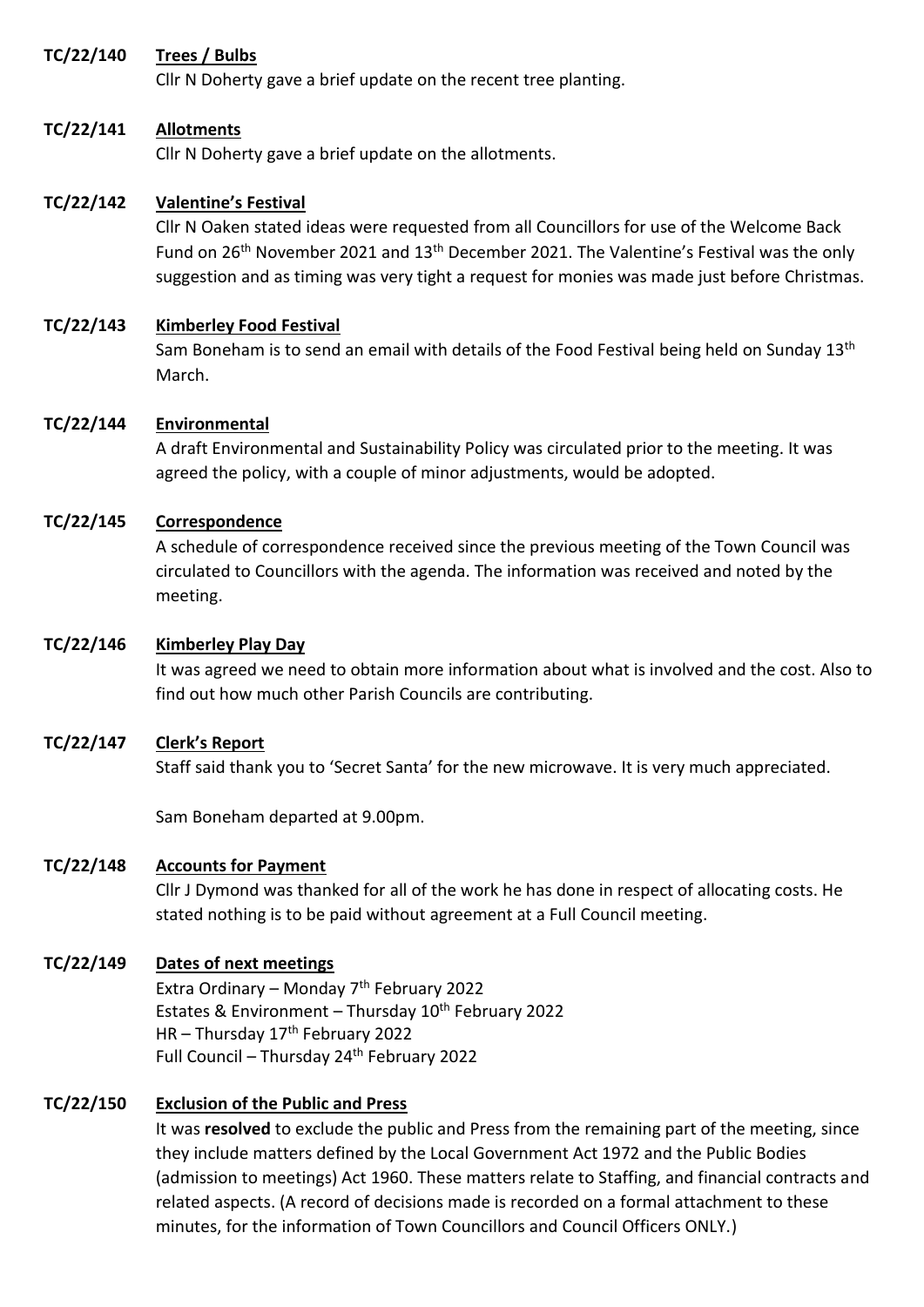**TC/22/140 Trees / Bulbs**

Cllr N Doherty gave a brief update on the recent tree planting.

**TC/22/141 Allotments**

Cllr N Doherty gave a brief update on the allotments.

**TC/22/142 Valentine's Festival**

Cllr N Oaken stated ideas were requested from all Councillors for use of the Welcome Back Fund on 26th November 2021 and 13th December 2021. The Valentine's Festival was the only suggestion and as timing was very tight a request for monies was made just before Christmas.

**TC/22/143 Kimberley Food Festival**

Sam Boneham is to send an email with details of the Food Festival being held on Sunday 13th March.

**TC/22/144 Environmental**

A draft Environmental and Sustainability Policy was circulated prior to the meeting. It was agreed the policy, with a couple of minor adjustments, would be adopted.

**TC/22/145 Correspondence**

A schedule of correspondence received since the previous meeting of the Town Council was circulated to Councillors with the agenda. The information was received and noted by the meeting.

**TC/22/146 Kimberley Play Day**

It was agreed we need to obtain more information about what is involved and the cost. Also to find out how much other Parish Councils are contributing.

**TC/22/147 Clerk's Report**

Staff said thank you to 'Secret Santa' for the new microwave. It is very much appreciated.

Sam Boneham departed at 9.00pm.

**TC/22/148 Accounts for Payment**

Cllr J Dymond was thanked for all of the work he has done in respect of allocating costs. He stated nothing is to be paid without agreement at a Full Council meeting.

**TC/22/149 Dates of next meetings**

Extra Ordinary – Monday 7th February 2022
Estates & Environment – Thursday 10th February 2022
HR – Thursday 17th February 2022
Full Council – Thursday 24th February 2022

**TC/22/150 Exclusion of the Public and Press**

It was **resolved** to exclude the public and Press from the remaining part of the meeting, since they include matters defined by the Local Government Act 1972 and the Public Bodies (admission to meetings) Act 1960. These matters relate to Staffing, and financial contracts and related aspects. (A record of decisions made is recorded on a formal attachment to these minutes, for the information of Town Councillors and Council Officers ONLY.)